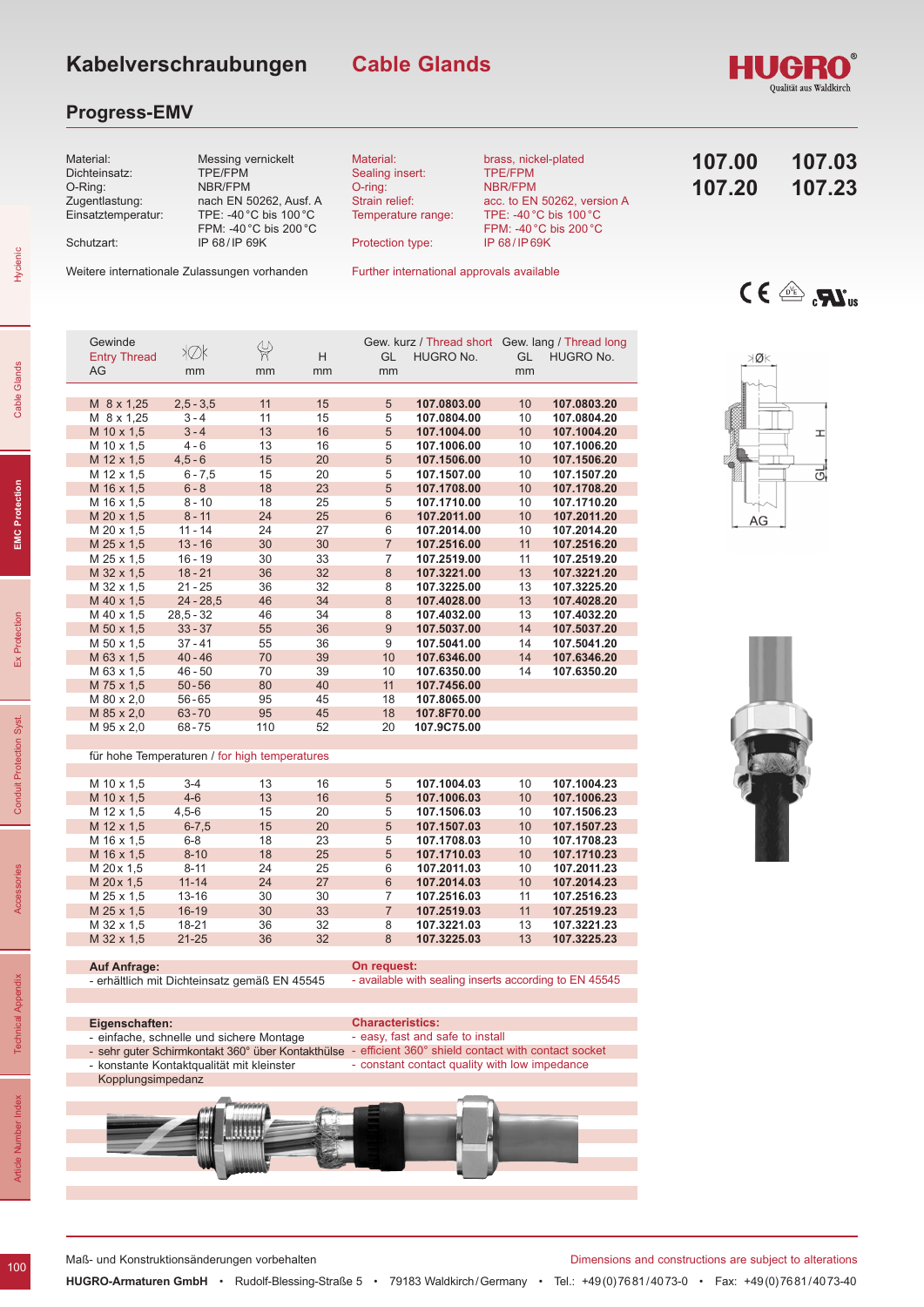# Kabelverschraubungen Cable Glands

## Progress-EMV

**107.00 107.03**
**107.20 107.23**

| | | | |
|---|---|---|---|
| Material: | Messing vernickelt | Material: | brass, nickel-plated |
| Dichteinsatz: | TPE/FPM | Sealing insert: | TPE/FPM |
| O-Ring: | NBR/FPM | O-ring: | NBR/FPM |
| Zugentlastung: | nach EN 50262, Ausf. A | Strain relief: | acc. to EN 50262, version A |
| Einsatztemperatur: | TPE: -40 °C bis 100 °C<br>FPM: -40 °C bis 200 °C | Temperature range: | TPE: -40 °C bis 100 °C<br>FPM: -40 °C bis 200 °C |
| Schutzart: | IP 68 / IP 69K | Protection type: | IP 68 / IP 69K |

Weitere internationale Zulassungen vorhanden — Further international approvals available

| Gewinde / Entry Thread AG | Ø mm | SW mm | H mm | Gew. kurz / Thread short GL mm | HUGRO No. | Gew. lang / Thread long GL mm | HUGRO No. |
|---|---|---|---|---|---|---|---|
| M 8 x 1,25 | 2,5 - 3,5 | 11 | 15 | 5 | 107.0803.00 | 10 | 107.0803.20 |
| M 8 x 1,25 | 3 - 4 | 11 | 15 | 5 | 107.0804.00 | 10 | 107.0804.20 |
| M 10 x 1,5 | 3 - 4 | 13 | 16 | 5 | 107.1004.00 | 10 | 107.1004.20 |
| M 10 x 1,5 | 4 - 6 | 13 | 16 | 5 | 107.1006.00 | 10 | 107.1006.20 |
| M 12 x 1,5 | 4,5 - 6 | 15 | 20 | 5 | 107.1506.00 | 10 | 107.1506.20 |
| M 12 x 1,5 | 6 - 7,5 | 15 | 20 | 5 | 107.1507.00 | 10 | 107.1507.20 |
| M 16 x 1,5 | 6 - 8 | 18 | 23 | 5 | 107.1708.00 | 10 | 107.1708.20 |
| M 16 x 1,5 | 8 - 10 | 18 | 25 | 5 | 107.1710.00 | 10 | 107.1710.20 |
| M 20 x 1,5 | 8 - 11 | 24 | 25 | 6 | 107.2011.00 | 10 | 107.2011.20 |
| M 20 x 1,5 | 11 - 14 | 24 | 27 | 6 | 107.2014.00 | 10 | 107.2014.20 |
| M 25 x 1,5 | 13 - 16 | 30 | 30 | 7 | 107.2516.00 | 11 | 107.2516.20 |
| M 25 x 1,5 | 16 - 19 | 30 | 33 | 7 | 107.2519.00 | 11 | 107.2519.20 |
| M 32 x 1,5 | 18 - 21 | 36 | 32 | 8 | 107.3221.00 | 13 | 107.3221.20 |
| M 32 x 1,5 | 21 - 25 | 36 | 32 | 8 | 107.3225.00 | 13 | 107.3225.20 |
| M 40 x 1,5 | 24 - 28,5 | 46 | 34 | 8 | 107.4028.00 | 13 | 107.4028.20 |
| M 40 x 1,5 | 28,5 - 32 | 46 | 34 | 8 | 107.4032.00 | 13 | 107.4032.20 |
| M 50 x 1,5 | 33 - 37 | 55 | 36 | 9 | 107.5037.00 | 14 | 107.5037.20 |
| M 50 x 1,5 | 37 - 41 | 55 | 36 | 9 | 107.5041.00 | 14 | 107.5041.20 |
| M 63 x 1,5 | 40 - 46 | 70 | 39 | 10 | 107.6346.00 | 14 | 107.6346.20 |
| M 63 x 1,5 | 46 - 50 | 70 | 39 | 10 | 107.6350.00 | 14 | 107.6350.20 |
| M 75 x 1,5 | 50 - 56 | 80 | 40 | 11 | 107.7456.00 | | |
| M 80 x 2,0 | 56 - 65 | 95 | 45 | 18 | 107.8065.00 | | |
| M 85 x 2,0 | 63 - 70 | 95 | 45 | 18 | 107.8F70.00 | | |
| M 95 x 2,0 | 68 - 75 | 110 | 52 | 20 | 107.9C75.00 | | |
| **für hohe Temperaturen / for high temperatures** | | | | | | | |
| M 10 x 1,5 | 3-4 | 13 | 16 | 5 | 107.1004.03 | 10 | 107.1004.23 |
| M 10 x 1,5 | 4-6 | 13 | 16 | 5 | 107.1006.03 | 10 | 107.1006.23 |
| M 12 x 1,5 | 4,5-6 | 15 | 20 | 5 | 107.1506.03 | 10 | 107.1506.23 |
| M 12 x 1,5 | 6-7,5 | 15 | 20 | 5 | 107.1507.03 | 10 | 107.1507.23 |
| M 16 x 1,5 | 6-8 | 18 | 23 | 5 | 107.1708.03 | 10 | 107.1708.23 |
| M 16 x 1,5 | 8-10 | 18 | 25 | 5 | 107.1710.03 | 10 | 107.1710.23 |
| M 20x 1,5 | 8-11 | 24 | 25 | 6 | 107.2011.03 | 10 | 107.2011.23 |
| M 20x 1,5 | 11-14 | 24 | 27 | 6 | 107.2014.03 | 10 | 107.2014.23 |
| M 25 x 1,5 | 13-16 | 30 | 30 | 7 | 107.2516.03 | 11 | 107.2516.23 |
| M 25 x 1,5 | 16-19 | 30 | 33 | 7 | 107.2519.03 | 11 | 107.2519.23 |
| M 32 x 1,5 | 18-21 | 36 | 32 | 8 | 107.3221.03 | 13 | 107.3221.23 |
| M 32 x 1,5 | 21-25 | 36 | 32 | 8 | 107.3225.03 | 13 | 107.3225.23 |

**Auf Anfrage:**
- erhältlich mit Dichteinsatz gemäß EN 45545

**On request:**
- available with sealing inserts according to EN 45545

**Eigenschaften:**
- einfache, schnelle und sichere Montage
- sehr guter Schirmkontakt 360° über Kontakthülse
- konstante Kontaktqualität mit kleinster Kopplungsimpedanz

**Characteristics:**
- easy, fast and safe to install
- efficient 360° shield contact with contact socket
- constant contact quality with low impedance

Maß- und Konstruktionsänderungen vorbehalten — Dimensions and constructions are subject to alterations

**HUGRO-Armaturen GmbH** • Rudolf-Blessing-Straße 5 • 79183 Waldkirch/Germany • Tel.: +49(0)7681/4073-0 • Fax: +49(0)7681/4073-40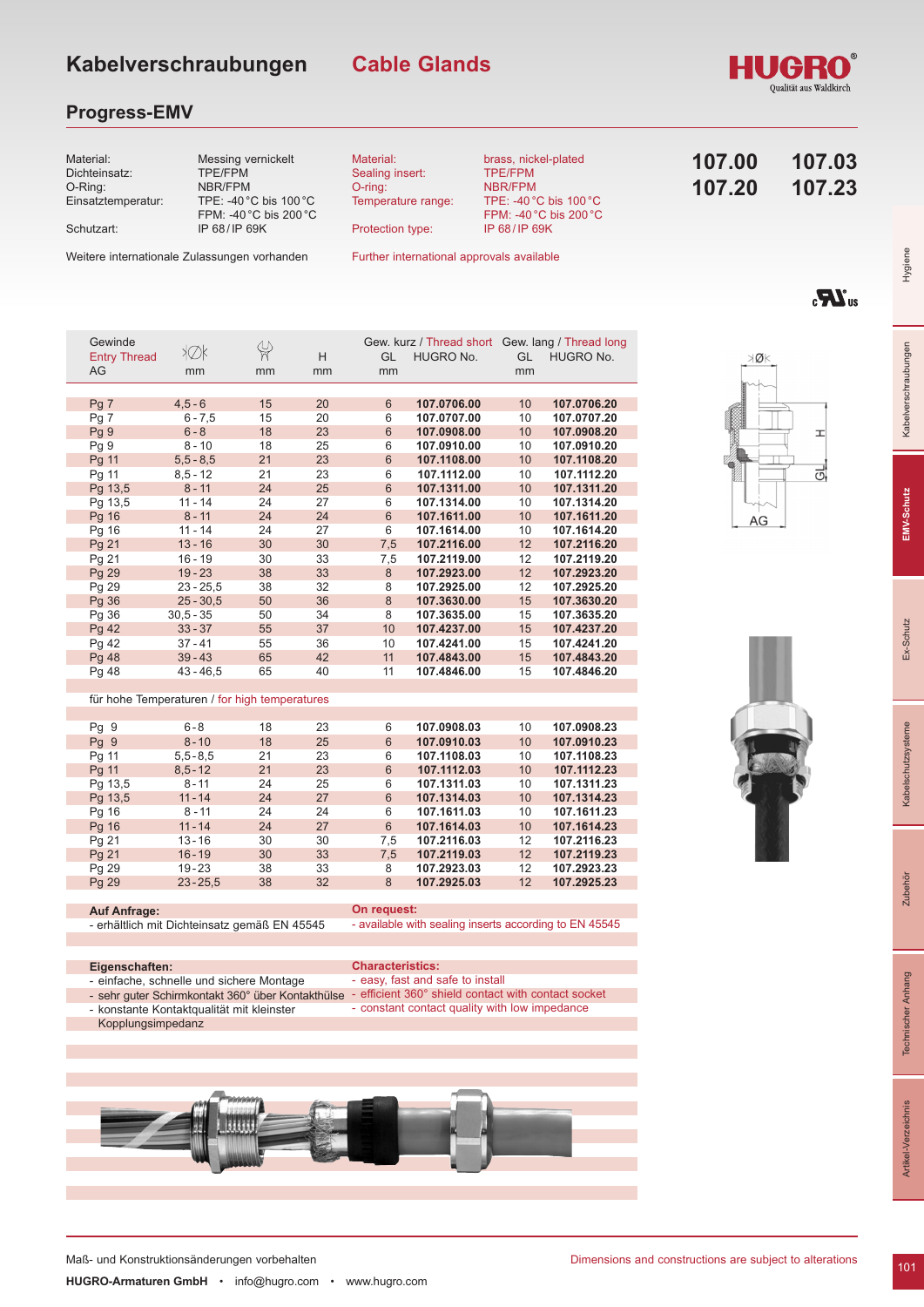# Kabelverschraubungen — Cable Glands

## Progress-EMV

**107.00 107.03**
**107.20 107.23**

| | | | |
|---|---|---|---|
| Material: | Messing vernickelt | Material: | brass, nickel-plated |
| Dichteinsatz: | TPE/FPM | Sealing insert: | TPE/FPM |
| O-Ring: | NBR/FPM | O-ring: | NBR/FPM |
| Einsatztemperatur: | TPE: -40 °C bis 100 °C<br>FPM: -40 °C bis 200 °C | Temperature range: | TPE: -40 °C bis 100 °C<br>FPM: -40 °C bis 200 °C |
| Schutzart: | IP 68 / IP 69K | Protection type: | IP 68 / IP 69K |

Weitere internationale Zulassungen vorhanden — Further international approvals available

| Gewinde / Entry Thread AG | Ø mm | SW mm | H mm | Gew. kurz / Thread short GL mm | HUGRO No. | Gew. lang / Thread long GL mm | HUGRO No. |
|---|---|---|---|---|---|---|---|
| Pg 7 | 4,5 - 6 | 15 | 20 | 6 | 107.0706.00 | 10 | 107.0706.20 |
| Pg 7 | 6 - 7,5 | 15 | 20 | 6 | 107.0707.00 | 10 | 107.0707.20 |
| Pg 9 | 6 - 8 | 18 | 23 | 6 | 107.0908.00 | 10 | 107.0908.20 |
| Pg 9 | 8 - 10 | 18 | 25 | 6 | 107.0910.00 | 10 | 107.0910.20 |
| Pg 11 | 5,5 - 8,5 | 21 | 23 | 6 | 107.1108.00 | 10 | 107.1108.20 |
| Pg 11 | 8,5 - 12 | 21 | 23 | 6 | 107.1112.00 | 10 | 107.1112.20 |
| Pg 13,5 | 8 - 11 | 24 | 25 | 6 | 107.1311.00 | 10 | 107.1311.20 |
| Pg 13,5 | 11 - 14 | 24 | 27 | 6 | 107.1314.00 | 10 | 107.1314.20 |
| Pg 16 | 8 - 11 | 24 | 24 | 6 | 107.1611.00 | 10 | 107.1611.20 |
| Pg 16 | 11 - 14 | 24 | 27 | 6 | 107.1614.00 | 10 | 107.1614.20 |
| Pg 21 | 13 - 16 | 30 | 30 | 7,5 | 107.2116.00 | 12 | 107.2116.20 |
| Pg 21 | 16 - 19 | 30 | 33 | 7,5 | 107.2119.00 | 12 | 107.2119.20 |
| Pg 29 | 19 - 23 | 38 | 33 | 8 | 107.2923.00 | 12 | 107.2923.20 |
| Pg 29 | 23 - 25,5 | 38 | 32 | 8 | 107.2925.00 | 12 | 107.2925.20 |
| Pg 36 | 25 - 30,5 | 50 | 36 | 8 | 107.3630.00 | 15 | 107.3630.20 |
| Pg 36 | 30,5 - 35 | 50 | 34 | 8 | 107.3635.00 | 15 | 107.3635.20 |
| Pg 42 | 33 - 37 | 55 | 37 | 10 | 107.4237.00 | 15 | 107.4237.20 |
| Pg 42 | 37 - 41 | 55 | 36 | 10 | 107.4241.00 | 15 | 107.4241.20 |
| Pg 48 | 39 - 43 | 65 | 42 | 11 | 107.4843.00 | 15 | 107.4843.20 |
| Pg 48 | 43 - 46,5 | 65 | 40 | 11 | 107.4846.00 | 15 | 107.4846.20 |
| für hohe Temperaturen / for high temperatures | | | | | | | |
| Pg 9 | 6 - 8 | 18 | 23 | 6 | 107.0908.03 | 10 | 107.0908.23 |
| Pg 9 | 8 - 10 | 18 | 25 | 6 | 107.0910.03 | 10 | 107.0910.23 |
| Pg 11 | 5,5 - 8,5 | 21 | 23 | 6 | 107.1108.03 | 10 | 107.1108.23 |
| Pg 11 | 8,5 - 12 | 21 | 23 | 6 | 107.1112.03 | 10 | 107.1112.23 |
| Pg 13,5 | 8 - 11 | 24 | 25 | 6 | 107.1311.03 | 10 | 107.1311.23 |
| Pg 13,5 | 11 - 14 | 24 | 27 | 6 | 107.1314.03 | 10 | 107.1314.23 |
| Pg 16 | 8 - 11 | 24 | 24 | 6 | 107.1611.03 | 10 | 107.1611.23 |
| Pg 16 | 11 - 14 | 24 | 27 | 6 | 107.1614.03 | 10 | 107.1614.23 |
| Pg 21 | 13 - 16 | 30 | 30 | 7,5 | 107.2116.03 | 12 | 107.2116.23 |
| Pg 21 | 16 - 19 | 30 | 33 | 7,5 | 107.2119.03 | 12 | 107.2119.23 |
| Pg 29 | 19 - 23 | 38 | 33 | 8 | 107.2923.03 | 12 | 107.2923.23 |
| Pg 29 | 23 - 25,5 | 38 | 32 | 8 | 107.2925.03 | 12 | 107.2925.23 |

**Auf Anfrage:**
- erhältlich mit Dichteinsatz gemäß EN 45545

**On request:**
- available with sealing inserts according to EN 45545

**Eigenschaften:**
- einfache, schnelle und sichere Montage
- sehr guter Schirmkontakt 360° über Kontakthülse
- konstante Kontaktqualität mit kleinster Kopplungsimpedanz

**Characteristics:**
- easy, fast and safe to install
- efficient 360° shield contact with contact socket
- constant contact quality with low impedance

Maß- und Konstruktionsänderungen vorbehalten — Dimensions and constructions are subject to alterations

**HUGRO-Armaturen GmbH** • info@hugro.com • www.hugro.com